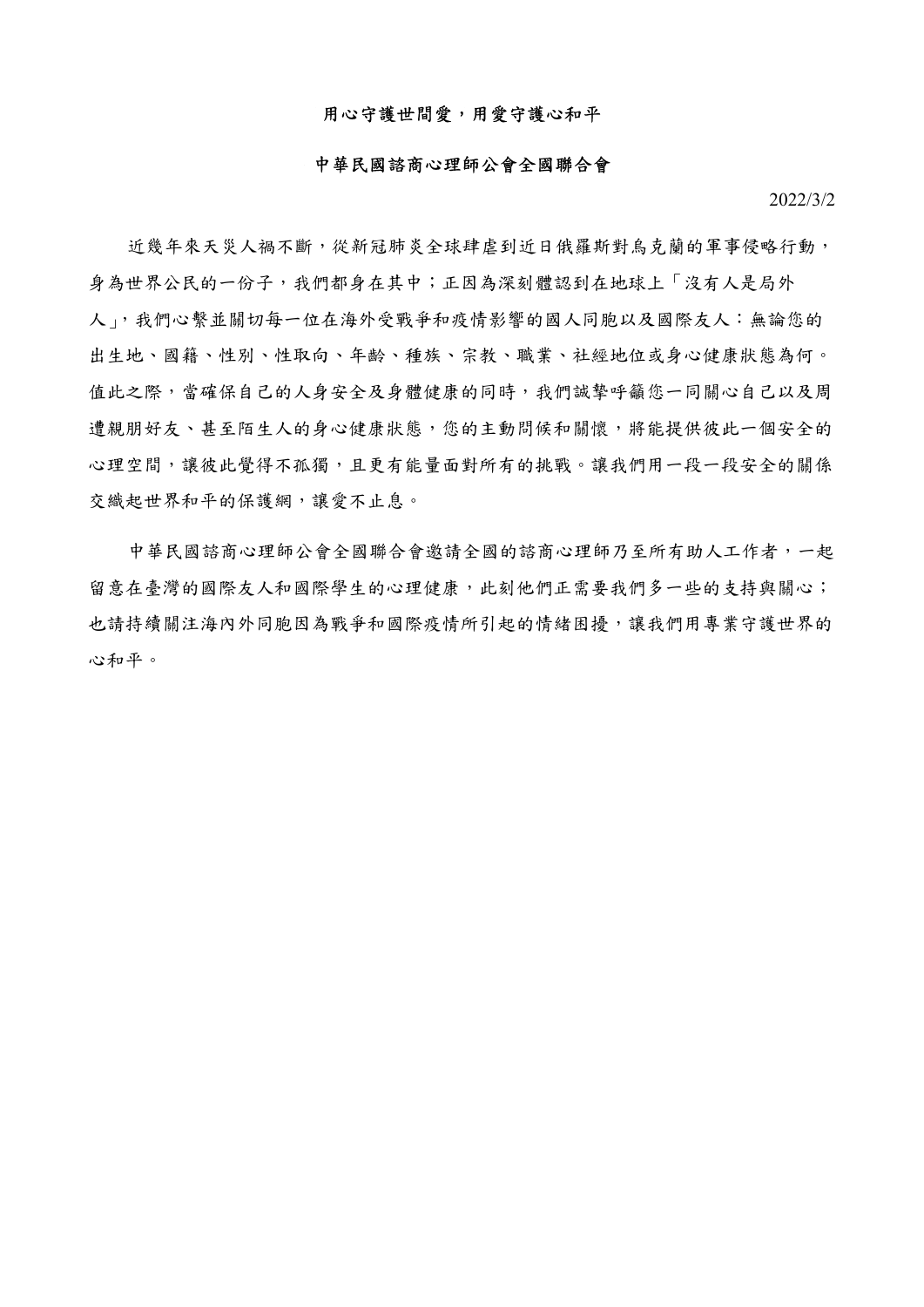# 用心守護世間愛，用愛守護心和平

## 中華民國諮商心理師公會全國聯合會

2022/3/2

近幾年來天災人禍不斷，從新冠肺炎全球肆虐到近日俄羅斯對烏克蘭的軍事侵略行動，身為世界公民的一份子，我們都身在其中；正因為深刻體認到在地球上「沒有人是局外人」，我們心繫並關切每一位在海外受戰爭和疫情影響的國人同胞以及國際友人：無論您的出生地、國籍、性別、性取向、年齡、種族、宗教、職業、社經地位或身心健康狀態為何。值此之際，當確保自己的人身安全及身體健康的同時，我們誠摯呼籲您一同關心自己以及周遭親朋好友、甚至陌生人的身心健康狀態，您的主動問候和關懷，將能提供彼此一個安全的心理空間，讓彼此覺得不孤獨，且更有能量面對所有的挑戰。讓我們用一段一段安全的關係交織起世界和平的保護網，讓愛不止息。

中華民國諮商心理師公會全國聯合會邀請全國的諮商心理師乃至所有助人工作者，一起留意在臺灣的國際友人和國際學生的心理健康，此刻他們正需要我們多一些的支持與關心；也請持續關注海內外同胞因為戰爭和國際疫情所引起的情緒困擾，讓我們用專業守護世界的心和平。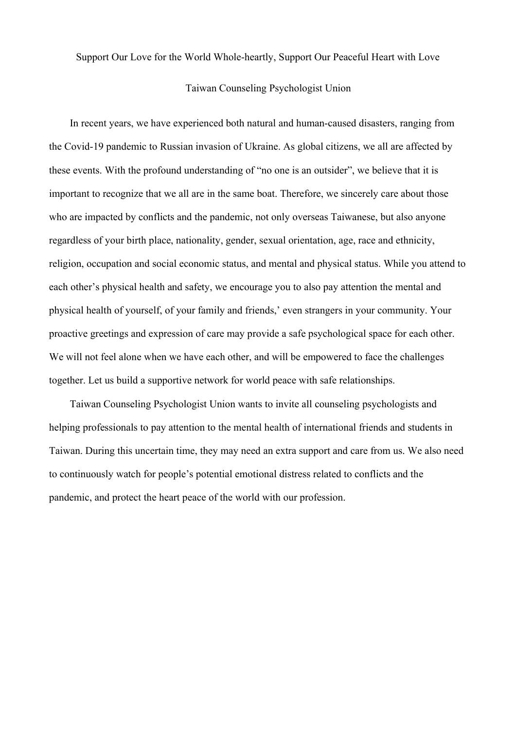Support Our Love for the World Whole-heartly, Support Our Peaceful Heart with Love

Taiwan Counseling Psychologist Union

In recent years, we have experienced both natural and human-caused disasters, ranging from the Covid-19 pandemic to Russian invasion of Ukraine. As global citizens, we all are affected by these events. With the profound understanding of "no one is an outsider", we believe that it is important to recognize that we all are in the same boat. Therefore, we sincerely care about those who are impacted by conflicts and the pandemic, not only overseas Taiwanese, but also anyone regardless of your birth place, nationality, gender, sexual orientation, age, race and ethnicity, religion, occupation and social economic status, and mental and physical status. While you attend to each other's physical health and safety, we encourage you to also pay attention the mental and physical health of yourself, of your family and friends,' even strangers in your community. Your proactive greetings and expression of care may provide a safe psychological space for each other. We will not feel alone when we have each other, and will be empowered to face the challenges together. Let us build a supportive network for world peace with safe relationships.

Taiwan Counseling Psychologist Union wants to invite all counseling psychologists and helping professionals to pay attention to the mental health of international friends and students in Taiwan. During this uncertain time, they may need an extra support and care from us. We also need to continuously watch for people's potential emotional distress related to conflicts and the pandemic, and protect the heart peace of the world with our profession.